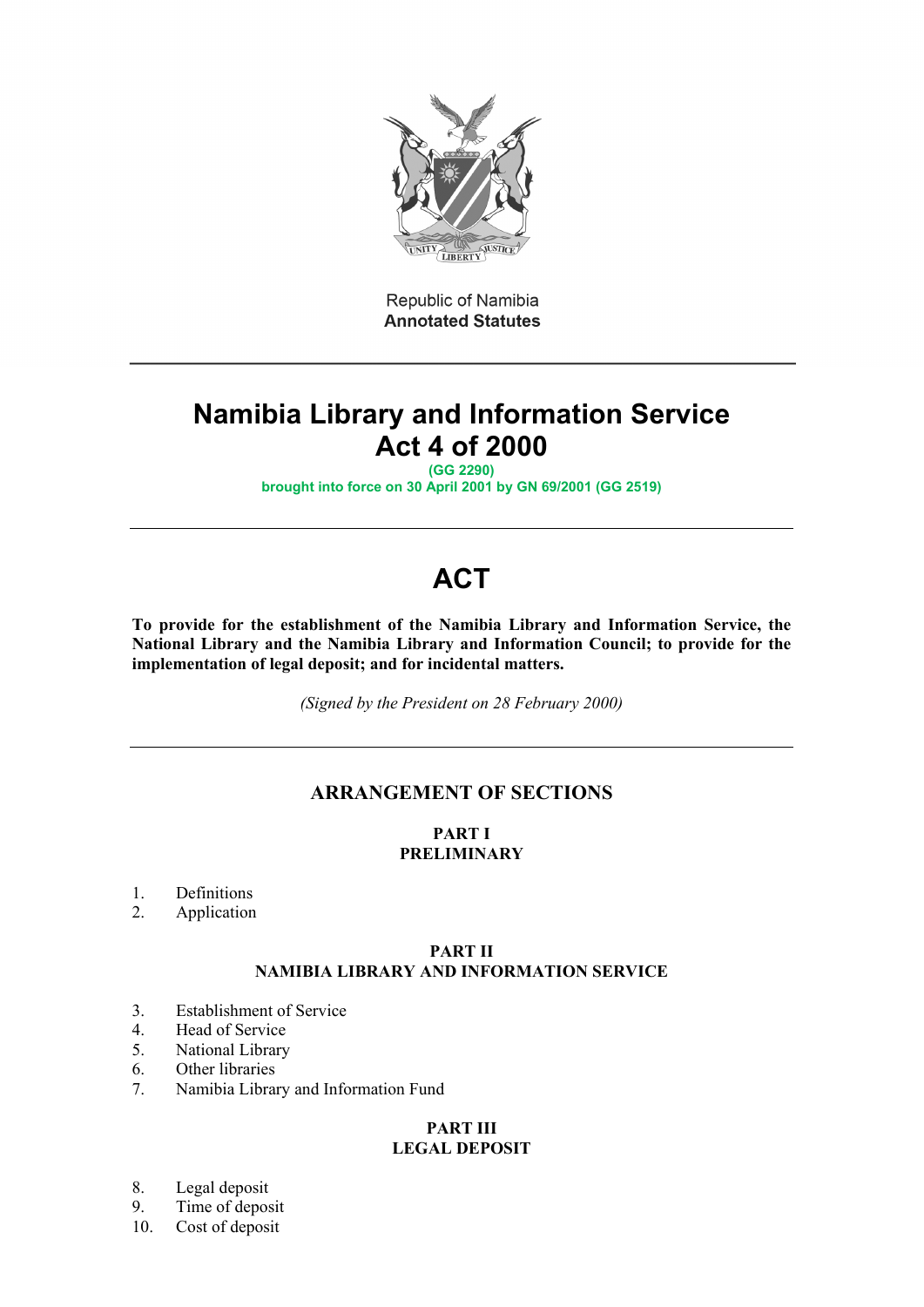Republic of Namibia
**Annotated Statutes**

# Namibia Library and Information Service Act 4 of 2000

**(GG 2290)**
**brought into force on 30 April 2001 by GN 69/2001 (GG 2519)**

# ACT

**To provide for the establishment of the Namibia Library and Information Service, the National Library and the Namibia Library and Information Council; to provide for the implementation of legal deposit; and for incidental matters.**

*(Signed by the President on 28 February 2000)*

## ARRANGEMENT OF SECTIONS

### PART I
### PRELIMINARY

1. Definitions
2. Application

### PART II
### NAMIBIA LIBRARY AND INFORMATION SERVICE

3. Establishment of Service
4. Head of Service
5. National Library
6. Other libraries
7. Namibia Library and Information Fund

### PART III
### LEGAL DEPOSIT

8. Legal deposit
9. Time of deposit
10. Cost of deposit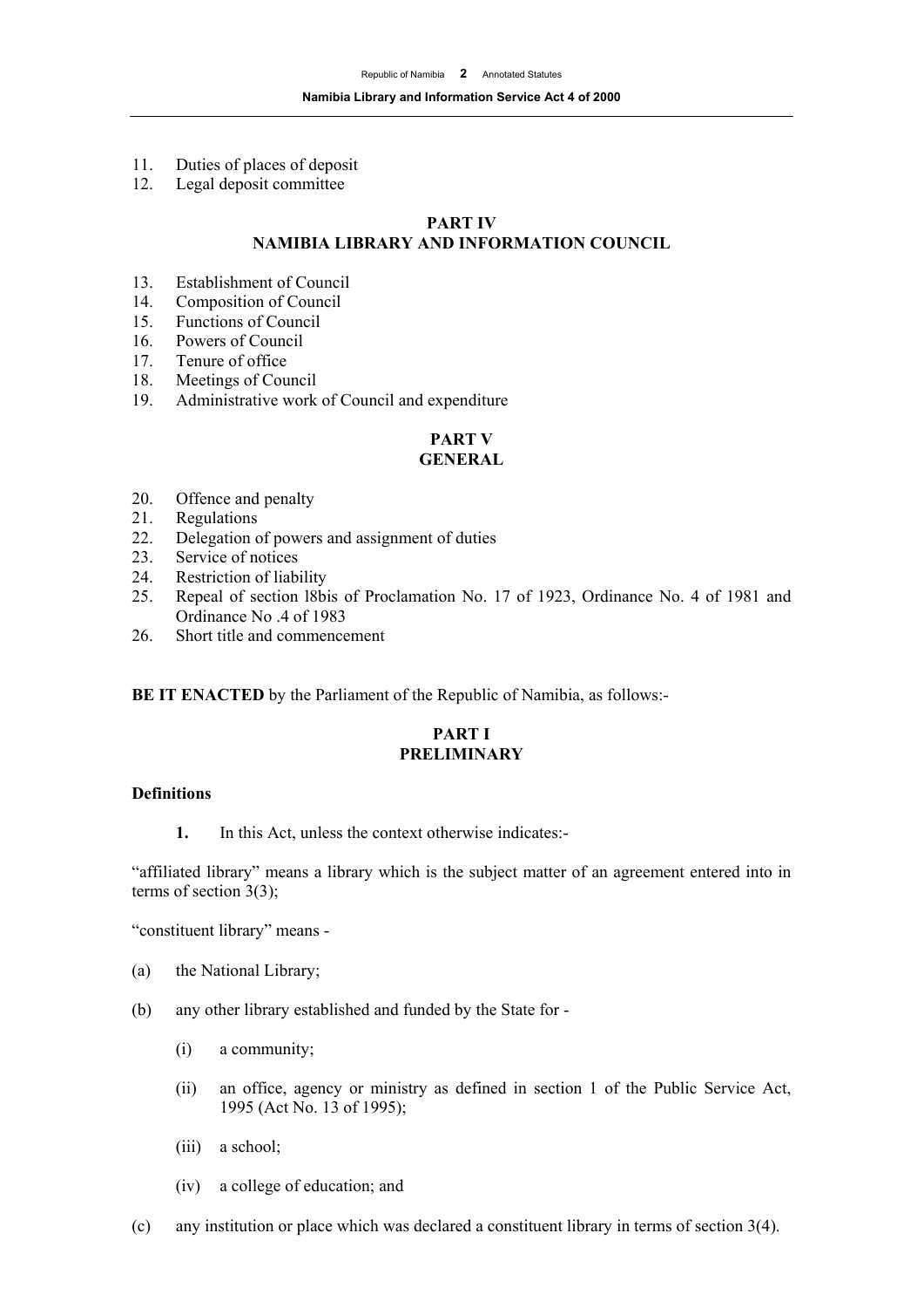11. Duties of places of deposit
12. Legal deposit committee

**PART IV**
**NAMIBIA LIBRARY AND INFORMATION COUNCIL**

13. Establishment of Council
14. Composition of Council
15. Functions of Council
16. Powers of Council
17. Tenure of office
18. Meetings of Council
19. Administrative work of Council and expenditure

**PART V**
**GENERAL**

20. Offence and penalty
21. Regulations
22. Delegation of powers and assignment of duties
23. Service of notices
24. Restriction of liability
25. Repeal of section l8bis of Proclamation No. 17 of 1923, Ordinance No. 4 of 1981 and Ordinance No .4 of 1983
26. Short title and commencement

**BE IT ENACTED** by the Parliament of the Republic of Namibia, as follows:-

**PART I**
**PRELIMINARY**

**Definitions**

**1.** In this Act, unless the context otherwise indicates:-

"affiliated library" means a library which is the subject matter of an agreement entered into in terms of section 3(3);

"constituent library" means -

(a) the National Library;

(b) any other library established and funded by the State for -

(i) a community;

(ii) an office, agency or ministry as defined in section 1 of the Public Service Act, 1995 (Act No. 13 of 1995);

(iii) a school;

(iv) a college of education; and

(c) any institution or place which was declared a constituent library in terms of section 3(4).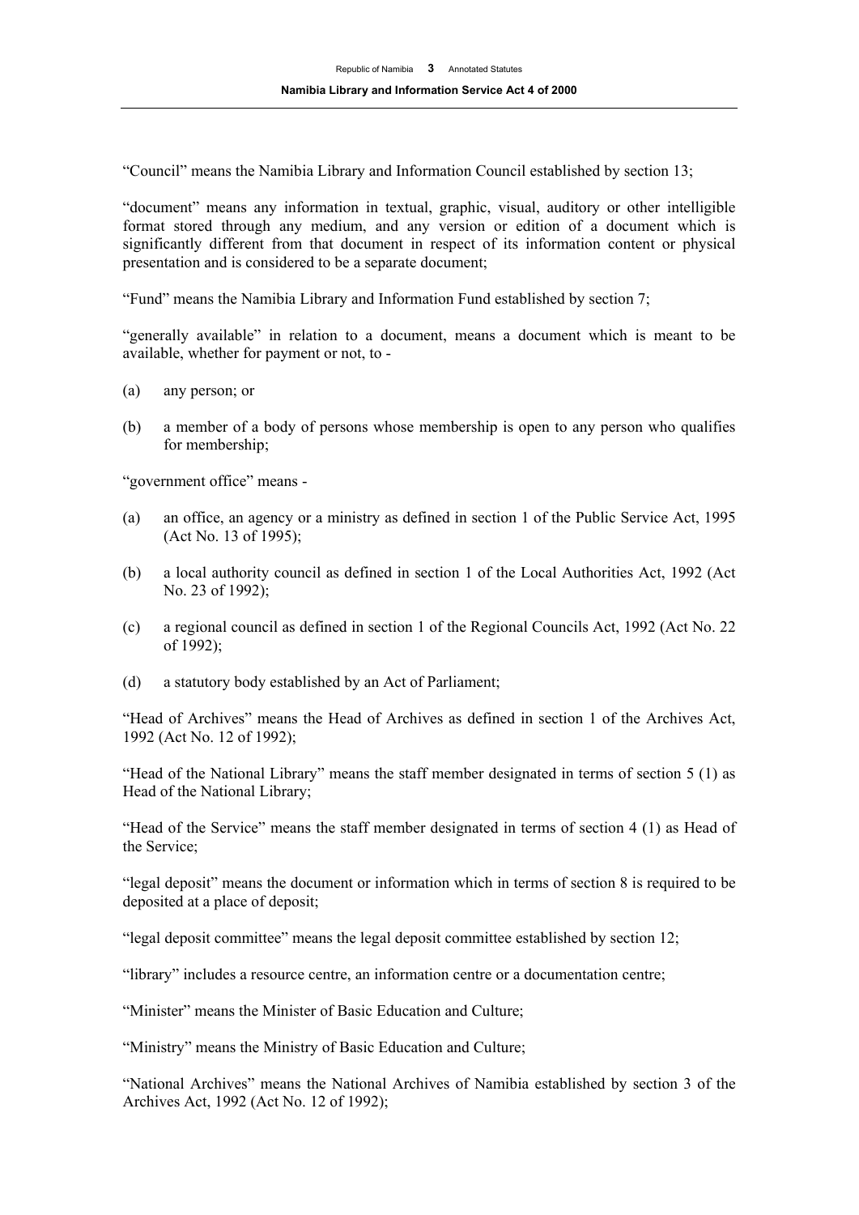"Council" means the Namibia Library and Information Council established by section 13;

"document" means any information in textual, graphic, visual, auditory or other intelligible format stored through any medium, and any version or edition of a document which is significantly different from that document in respect of its information content or physical presentation and is considered to be a separate document;

"Fund" means the Namibia Library and Information Fund established by section 7;

"generally available" in relation to a document, means a document which is meant to be available, whether for payment or not, to -

(a) any person; or

(b) a member of a body of persons whose membership is open to any person who qualifies for membership;

"government office" means -

(a) an office, an agency or a ministry as defined in section 1 of the Public Service Act, 1995 (Act No. 13 of 1995);

(b) a local authority council as defined in section 1 of the Local Authorities Act, 1992 (Act No. 23 of 1992);

(c) a regional council as defined in section 1 of the Regional Councils Act, 1992 (Act No. 22 of 1992);

(d) a statutory body established by an Act of Parliament;

"Head of Archives" means the Head of Archives as defined in section 1 of the Archives Act, 1992 (Act No. 12 of 1992);

"Head of the National Library" means the staff member designated in terms of section 5 (1) as Head of the National Library;

"Head of the Service" means the staff member designated in terms of section 4 (1) as Head of the Service;

"legal deposit" means the document or information which in terms of section 8 is required to be deposited at a place of deposit;

"legal deposit committee" means the legal deposit committee established by section 12;

"library" includes a resource centre, an information centre or a documentation centre;

"Minister" means the Minister of Basic Education and Culture;

"Ministry" means the Ministry of Basic Education and Culture;

"National Archives" means the National Archives of Namibia established by section 3 of the Archives Act, 1992 (Act No. 12 of 1992);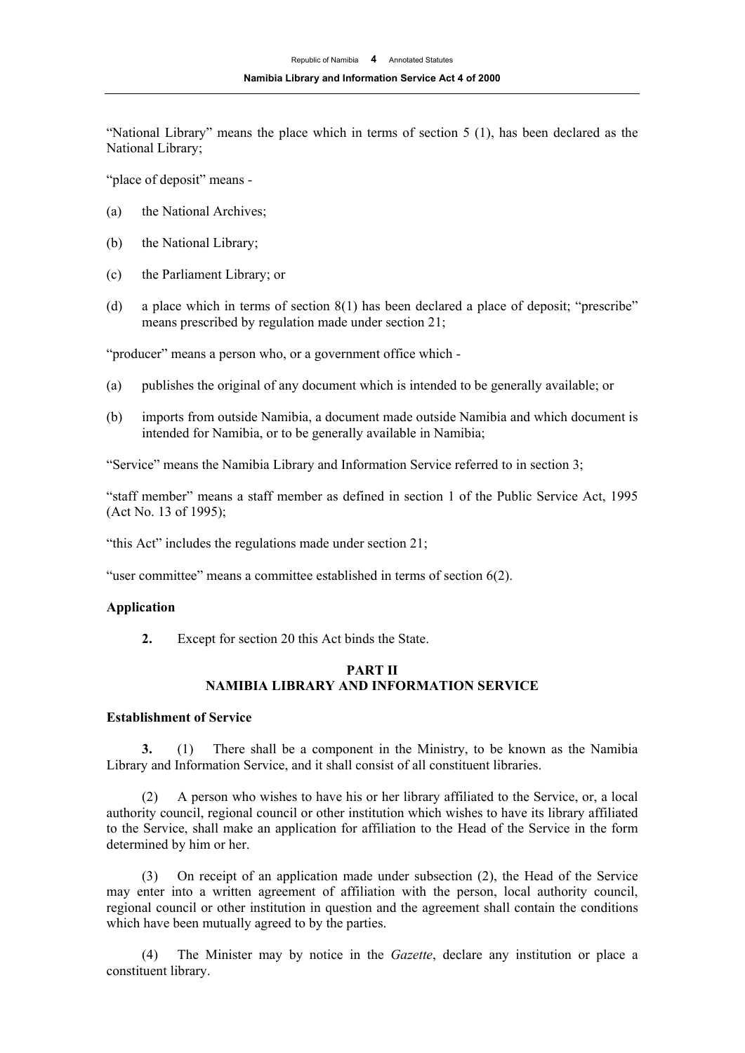"National Library" means the place which in terms of section 5 (1), has been declared as the National Library;

"place of deposit" means -

(a) the National Archives;

(b) the National Library;

(c) the Parliament Library; or

(d) a place which in terms of section 8(1) has been declared a place of deposit; "prescribe" means prescribed by regulation made under section 21;

"producer" means a person who, or a government office which -

(a) publishes the original of any document which is intended to be generally available; or

(b) imports from outside Namibia, a document made outside Namibia and which document is intended for Namibia, or to be generally available in Namibia;

"Service" means the Namibia Library and Information Service referred to in section 3;

"staff member" means a staff member as defined in section 1 of the Public Service Act, 1995 (Act No. 13 of 1995);

"this Act" includes the regulations made under section 21;

"user committee" means a committee established in terms of section 6(2).

**Application**

**2.** Except for section 20 this Act binds the State.

## PART II
## NAMIBIA LIBRARY AND INFORMATION SERVICE

**Establishment of Service**

**3.** (1) There shall be a component in the Ministry, to be known as the Namibia Library and Information Service, and it shall consist of all constituent libraries.

(2) A person who wishes to have his or her library affiliated to the Service, or, a local authority council, regional council or other institution which wishes to have its library affiliated to the Service, shall make an application for affiliation to the Head of the Service in the form determined by him or her.

(3) On receipt of an application made under subsection (2), the Head of the Service may enter into a written agreement of affiliation with the person, local authority council, regional council or other institution in question and the agreement shall contain the conditions which have been mutually agreed to by the parties.

(4) The Minister may by notice in the *Gazette*, declare any institution or place a constituent library.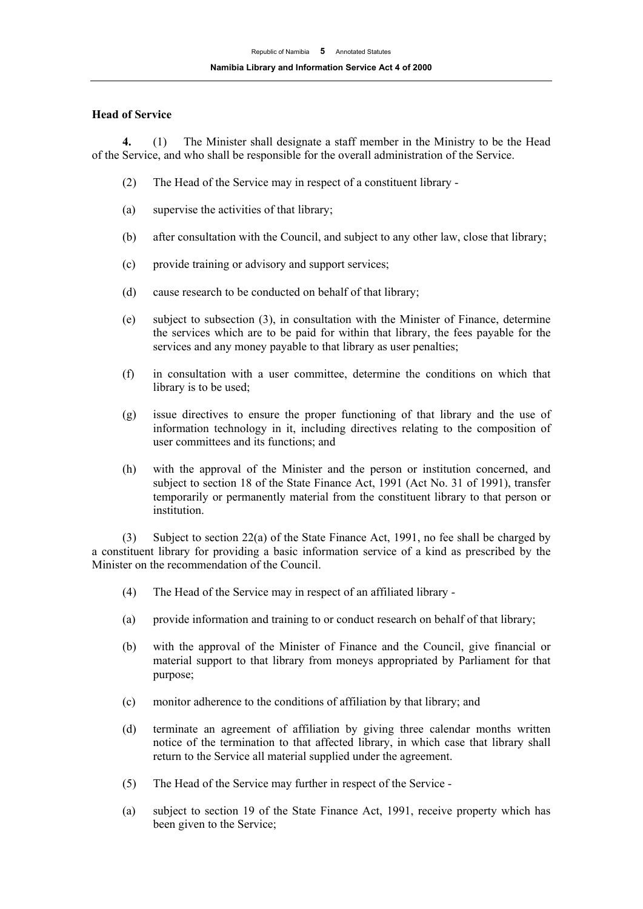### Head of Service

**4.** (1) The Minister shall designate a staff member in the Ministry to be the Head of the Service, and who shall be responsible for the overall administration of the Service.

(2) The Head of the Service may in respect of a constituent library -

(a) supervise the activities of that library;

(b) after consultation with the Council, and subject to any other law, close that library;

(c) provide training or advisory and support services;

(d) cause research to be conducted on behalf of that library;

(e) subject to subsection (3), in consultation with the Minister of Finance, determine the services which are to be paid for within that library, the fees payable for the services and any money payable to that library as user penalties;

(f) in consultation with a user committee, determine the conditions on which that library is to be used;

(g) issue directives to ensure the proper functioning of that library and the use of information technology in it, including directives relating to the composition of user committees and its functions; and

(h) with the approval of the Minister and the person or institution concerned, and subject to section 18 of the State Finance Act, 1991 (Act No. 31 of 1991), transfer temporarily or permanently material from the constituent library to that person or institution.

(3) Subject to section 22(a) of the State Finance Act, 1991, no fee shall be charged by a constituent library for providing a basic information service of a kind as prescribed by the Minister on the recommendation of the Council.

(4) The Head of the Service may in respect of an affiliated library -

(a) provide information and training to or conduct research on behalf of that library;

(b) with the approval of the Minister of Finance and the Council, give financial or material support to that library from moneys appropriated by Parliament for that purpose;

(c) monitor adherence to the conditions of affiliation by that library; and

(d) terminate an agreement of affiliation by giving three calendar months written notice of the termination to that affected library, in which case that library shall return to the Service all material supplied under the agreement.

(5) The Head of the Service may further in respect of the Service -

(a) subject to section 19 of the State Finance Act, 1991, receive property which has been given to the Service;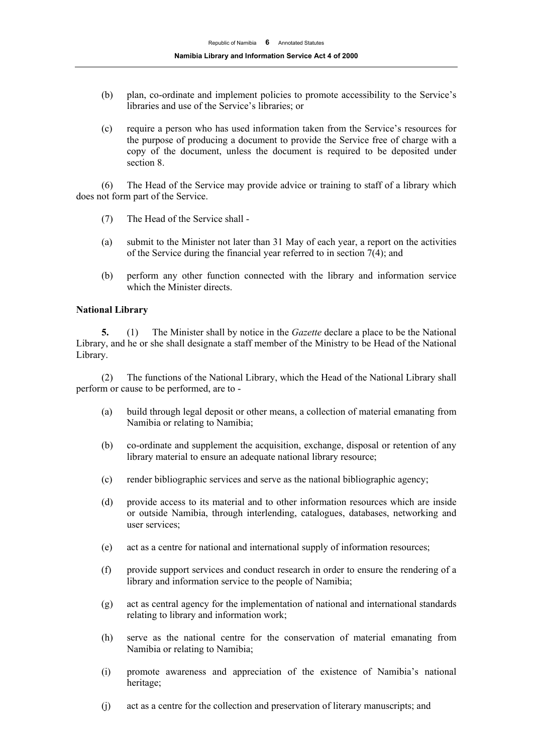(b) plan, co-ordinate and implement policies to promote accessibility to the Service's libraries and use of the Service's libraries; or

(c) require a person who has used information taken from the Service's resources for the purpose of producing a document to provide the Service free of charge with a copy of the document, unless the document is required to be deposited under section 8.

(6) The Head of the Service may provide advice or training to staff of a library which does not form part of the Service.

(7) The Head of the Service shall -

(a) submit to the Minister not later than 31 May of each year, a report on the activities of the Service during the financial year referred to in section 7(4); and

(b) perform any other function connected with the library and information service which the Minister directs.

**National Library**

**5.** (1) The Minister shall by notice in the *Gazette* declare a place to be the National Library, and he or she shall designate a staff member of the Ministry to be Head of the National Library.

(2) The functions of the National Library, which the Head of the National Library shall perform or cause to be performed, are to -

(a) build through legal deposit or other means, a collection of material emanating from Namibia or relating to Namibia;

(b) co-ordinate and supplement the acquisition, exchange, disposal or retention of any library material to ensure an adequate national library resource;

(c) render bibliographic services and serve as the national bibliographic agency;

(d) provide access to its material and to other information resources which are inside or outside Namibia, through interlending, catalogues, databases, networking and user services;

(e) act as a centre for national and international supply of information resources;

(f) provide support services and conduct research in order to ensure the rendering of a library and information service to the people of Namibia;

(g) act as central agency for the implementation of national and international standards relating to library and information work;

(h) serve as the national centre for the conservation of material emanating from Namibia or relating to Namibia;

(i) promote awareness and appreciation of the existence of Namibia's national heritage;

(j) act as a centre for the collection and preservation of literary manuscripts; and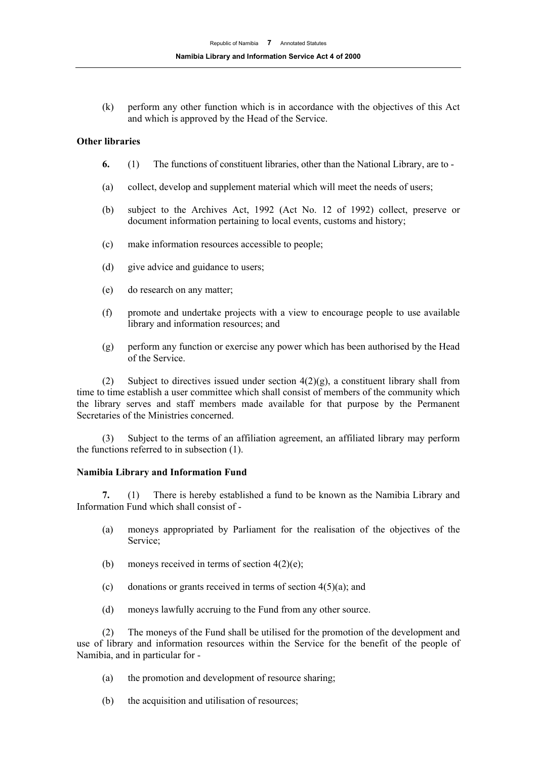(k) perform any other function which is in accordance with the objectives of this Act and which is approved by the Head of the Service.

**Other libraries**

**6.** (1) The functions of constituent libraries, other than the National Library, are to -

(a) collect, develop and supplement material which will meet the needs of users;

(b) subject to the Archives Act, 1992 (Act No. 12 of 1992) collect, preserve or document information pertaining to local events, customs and history;

(c) make information resources accessible to people;

(d) give advice and guidance to users;

(e) do research on any matter;

(f) promote and undertake projects with a view to encourage people to use available library and information resources; and

(g) perform any function or exercise any power which has been authorised by the Head of the Service.

(2) Subject to directives issued under section 4(2)(g), a constituent library shall from time to time establish a user committee which shall consist of members of the community which the library serves and staff members made available for that purpose by the Permanent Secretaries of the Ministries concerned.

(3) Subject to the terms of an affiliation agreement, an affiliated library may perform the functions referred to in subsection (1).

**Namibia Library and Information Fund**

**7.** (1) There is hereby established a fund to be known as the Namibia Library and Information Fund which shall consist of -

(a) moneys appropriated by Parliament for the realisation of the objectives of the Service;

(b) moneys received in terms of section 4(2)(e);

(c) donations or grants received in terms of section 4(5)(a); and

(d) moneys lawfully accruing to the Fund from any other source.

(2) The moneys of the Fund shall be utilised for the promotion of the development and use of library and information resources within the Service for the benefit of the people of Namibia, and in particular for -

(a) the promotion and development of resource sharing;

(b) the acquisition and utilisation of resources;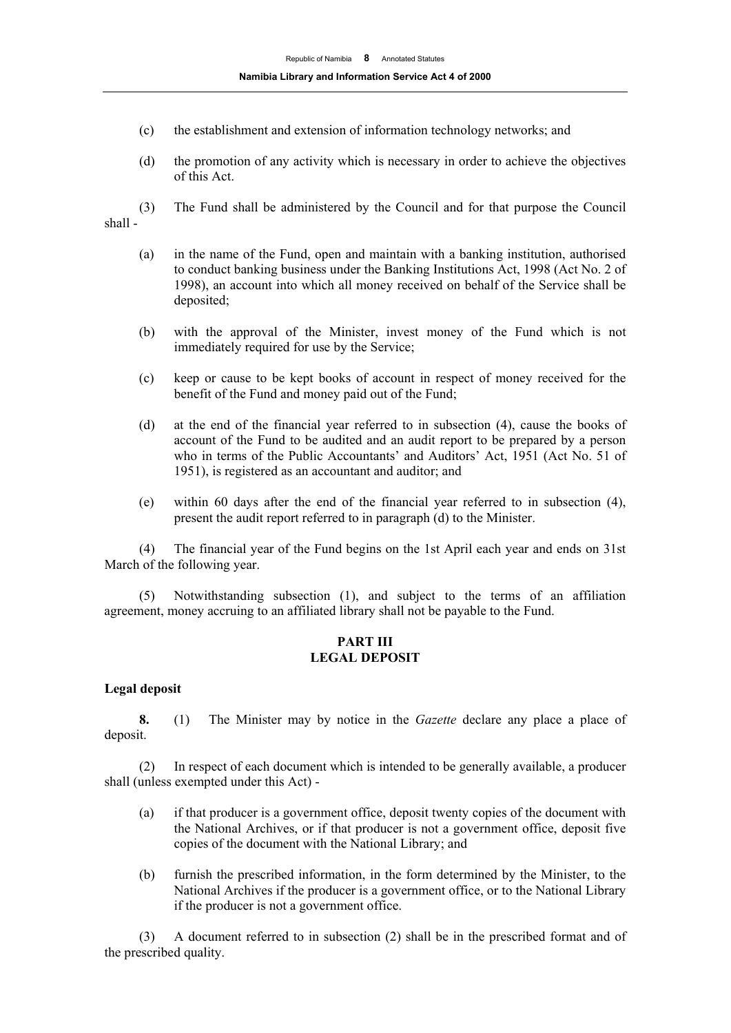(c) the establishment and extension of information technology networks; and

(d) the promotion of any activity which is necessary in order to achieve the objectives of this Act.

(3) The Fund shall be administered by the Council and for that purpose the Council shall -

(a) in the name of the Fund, open and maintain with a banking institution, authorised to conduct banking business under the Banking Institutions Act, 1998 (Act No. 2 of 1998), an account into which all money received on behalf of the Service shall be deposited;

(b) with the approval of the Minister, invest money of the Fund which is not immediately required for use by the Service;

(c) keep or cause to be kept books of account in respect of money received for the benefit of the Fund and money paid out of the Fund;

(d) at the end of the financial year referred to in subsection (4), cause the books of account of the Fund to be audited and an audit report to be prepared by a person who in terms of the Public Accountants' and Auditors' Act, 1951 (Act No. 51 of 1951), is registered as an accountant and auditor; and

(e) within 60 days after the end of the financial year referred to in subsection (4), present the audit report referred to in paragraph (d) to the Minister.

(4) The financial year of the Fund begins on the 1st April each year and ends on 31st March of the following year.

(5) Notwithstanding subsection (1), and subject to the terms of an affiliation agreement, money accruing to an affiliated library shall not be payable to the Fund.

## PART III
## LEGAL DEPOSIT

**Legal deposit**

**8.** (1) The Minister may by notice in the *Gazette* declare any place a place of deposit.

(2) In respect of each document which is intended to be generally available, a producer shall (unless exempted under this Act) -

(a) if that producer is a government office, deposit twenty copies of the document with the National Archives, or if that producer is not a government office, deposit five copies of the document with the National Library; and

(b) furnish the prescribed information, in the form determined by the Minister, to the National Archives if the producer is a government office, or to the National Library if the producer is not a government office.

(3) A document referred to in subsection (2) shall be in the prescribed format and of the prescribed quality.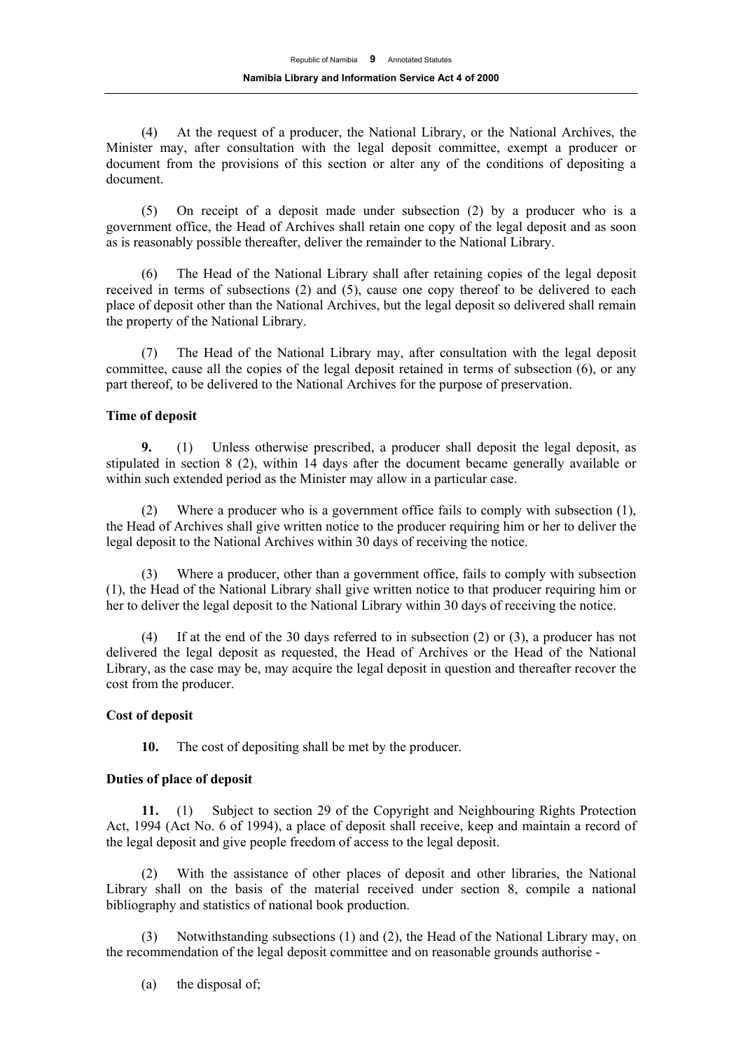(4) At the request of a producer, the National Library, or the National Archives, the Minister may, after consultation with the legal deposit committee, exempt a producer or document from the provisions of this section or alter any of the conditions of depositing a document.

(5) On receipt of a deposit made under subsection (2) by a producer who is a government office, the Head of Archives shall retain one copy of the legal deposit and as soon as is reasonably possible thereafter, deliver the remainder to the National Library.

(6) The Head of the National Library shall after retaining copies of the legal deposit received in terms of subsections (2) and (5), cause one copy thereof to be delivered to each place of deposit other than the National Archives, but the legal deposit so delivered shall remain the property of the National Library.

(7) The Head of the National Library may, after consultation with the legal deposit committee, cause all the copies of the legal deposit retained in terms of subsection (6), or any part thereof, to be delivered to the National Archives for the purpose of preservation.

**Time of deposit**

**9.** (1) Unless otherwise prescribed, a producer shall deposit the legal deposit, as stipulated in section 8 (2), within 14 days after the document became generally available or within such extended period as the Minister may allow in a particular case.

(2) Where a producer who is a government office fails to comply with subsection (1), the Head of Archives shall give written notice to the producer requiring him or her to deliver the legal deposit to the National Archives within 30 days of receiving the notice.

(3) Where a producer, other than a government office, fails to comply with subsection (1), the Head of the National Library shall give written notice to that producer requiring him or her to deliver the legal deposit to the National Library within 30 days of receiving the notice.

(4) If at the end of the 30 days referred to in subsection (2) or (3), a producer has not delivered the legal deposit as requested, the Head of Archives or the Head of the National Library, as the case may be, may acquire the legal deposit in question and thereafter recover the cost from the producer.

**Cost of deposit**

**10.** The cost of depositing shall be met by the producer.

**Duties of place of deposit**

**11.** (1) Subject to section 29 of the Copyright and Neighbouring Rights Protection Act, 1994 (Act No. 6 of 1994), a place of deposit shall receive, keep and maintain a record of the legal deposit and give people freedom of access to the legal deposit.

(2) With the assistance of other places of deposit and other libraries, the National Library shall on the basis of the material received under section 8, compile a national bibliography and statistics of national book production.

(3) Notwithstanding subsections (1) and (2), the Head of the National Library may, on the recommendation of the legal deposit committee and on reasonable grounds authorise -

(a) the disposal of;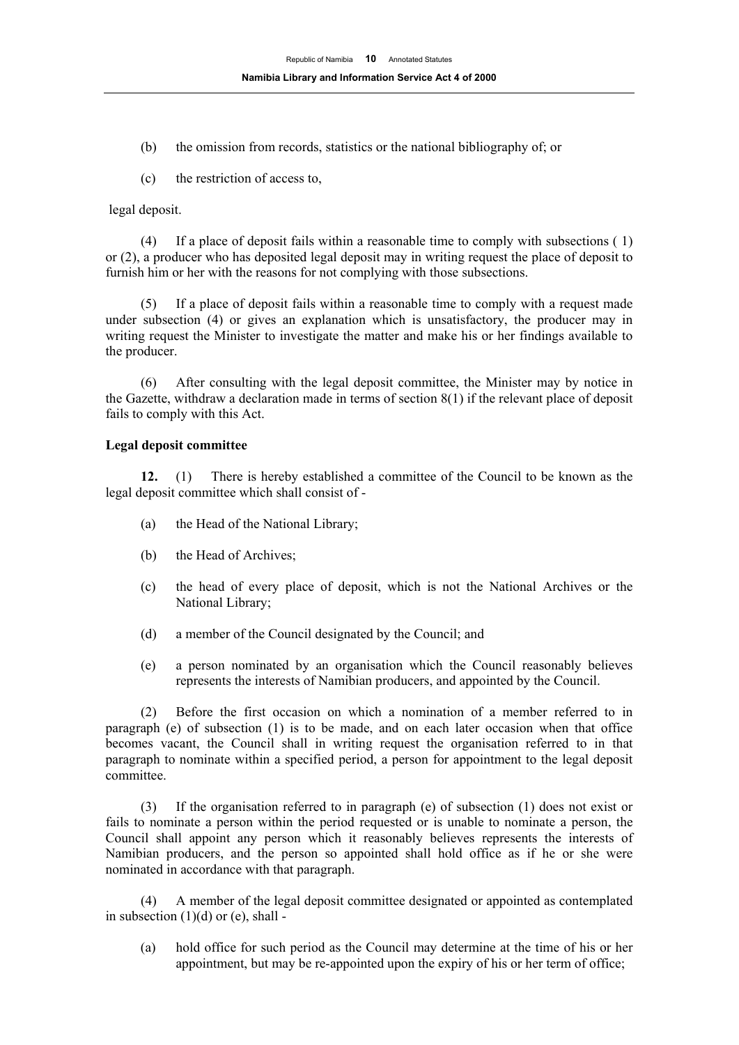(b) the omission from records, statistics or the national bibliography of; or

(c) the restriction of access to,

legal deposit.

(4) If a place of deposit fails within a reasonable time to comply with subsections ( 1) or (2), a producer who has deposited legal deposit may in writing request the place of deposit to furnish him or her with the reasons for not complying with those subsections.

(5) If a place of deposit fails within a reasonable time to comply with a request made under subsection (4) or gives an explanation which is unsatisfactory, the producer may in writing request the Minister to investigate the matter and make his or her findings available to the producer.

(6) After consulting with the legal deposit committee, the Minister may by notice in the Gazette, withdraw a declaration made in terms of section 8(1) if the relevant place of deposit fails to comply with this Act.

**Legal deposit committee**

**12.** (1) There is hereby established a committee of the Council to be known as the legal deposit committee which shall consist of -

(a) the Head of the National Library;

(b) the Head of Archives;

(c) the head of every place of deposit, which is not the National Archives or the National Library;

(d) a member of the Council designated by the Council; and

(e) a person nominated by an organisation which the Council reasonably believes represents the interests of Namibian producers, and appointed by the Council.

(2) Before the first occasion on which a nomination of a member referred to in paragraph (e) of subsection (1) is to be made, and on each later occasion when that office becomes vacant, the Council shall in writing request the organisation referred to in that paragraph to nominate within a specified period, a person for appointment to the legal deposit committee.

(3) If the organisation referred to in paragraph (e) of subsection (1) does not exist or fails to nominate a person within the period requested or is unable to nominate a person, the Council shall appoint any person which it reasonably believes represents the interests of Namibian producers, and the person so appointed shall hold office as if he or she were nominated in accordance with that paragraph.

(4) A member of the legal deposit committee designated or appointed as contemplated in subsection (1)(d) or (e), shall -

(a) hold office for such period as the Council may determine at the time of his or her appointment, but may be re-appointed upon the expiry of his or her term of office;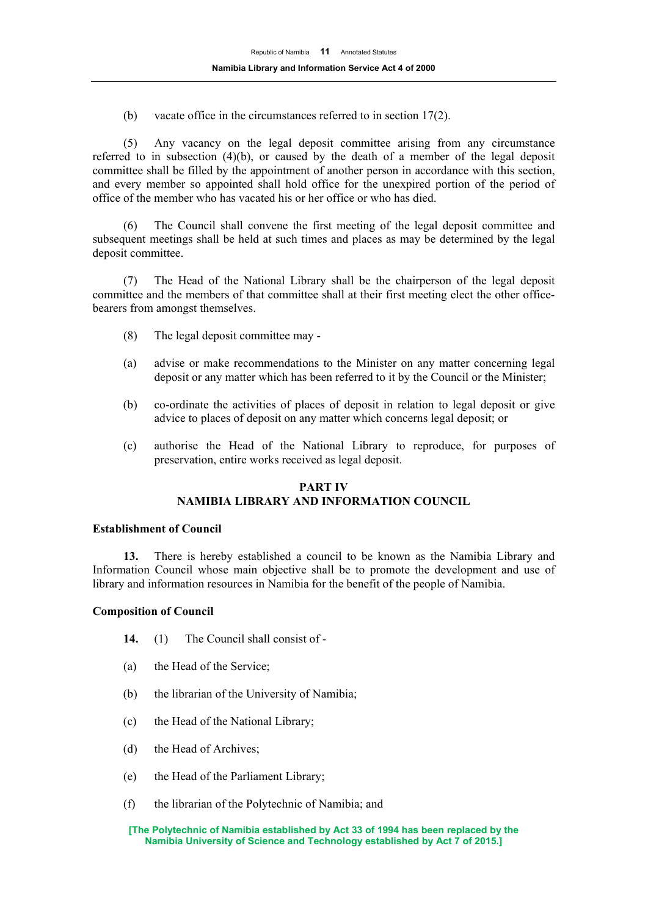(b) vacate office in the circumstances referred to in section 17(2).

(5) Any vacancy on the legal deposit committee arising from any circumstance referred to in subsection (4)(b), or caused by the death of a member of the legal deposit committee shall be filled by the appointment of another person in accordance with this section, and every member so appointed shall hold office for the unexpired portion of the period of office of the member who has vacated his or her office or who has died.

(6) The Council shall convene the first meeting of the legal deposit committee and subsequent meetings shall be held at such times and places as may be determined by the legal deposit committee.

(7) The Head of the National Library shall be the chairperson of the legal deposit committee and the members of that committee shall at their first meeting elect the other office-bearers from amongst themselves.

(8) The legal deposit committee may -

(a) advise or make recommendations to the Minister on any matter concerning legal deposit or any matter which has been referred to it by the Council or the Minister;

(b) co-ordinate the activities of places of deposit in relation to legal deposit or give advice to places of deposit on any matter which concerns legal deposit; or

(c) authorise the Head of the National Library to reproduce, for purposes of preservation, entire works received as legal deposit.

## PART IV
## NAMIBIA LIBRARY AND INFORMATION COUNCIL

**Establishment of Council**

**13.** There is hereby established a council to be known as the Namibia Library and Information Council whose main objective shall be to promote the development and use of library and information resources in Namibia for the benefit of the people of Namibia.

**Composition of Council**

**14.** (1) The Council shall consist of -

(a) the Head of the Service;

(b) the librarian of the University of Namibia;

(c) the Head of the National Library;

(d) the Head of Archives;

(e) the Head of the Parliament Library;

(f) the librarian of the Polytechnic of Namibia; and

**[The Polytechnic of Namibia established by Act 33 of 1994 has been replaced by the Namibia University of Science and Technology established by Act 7 of 2015.]**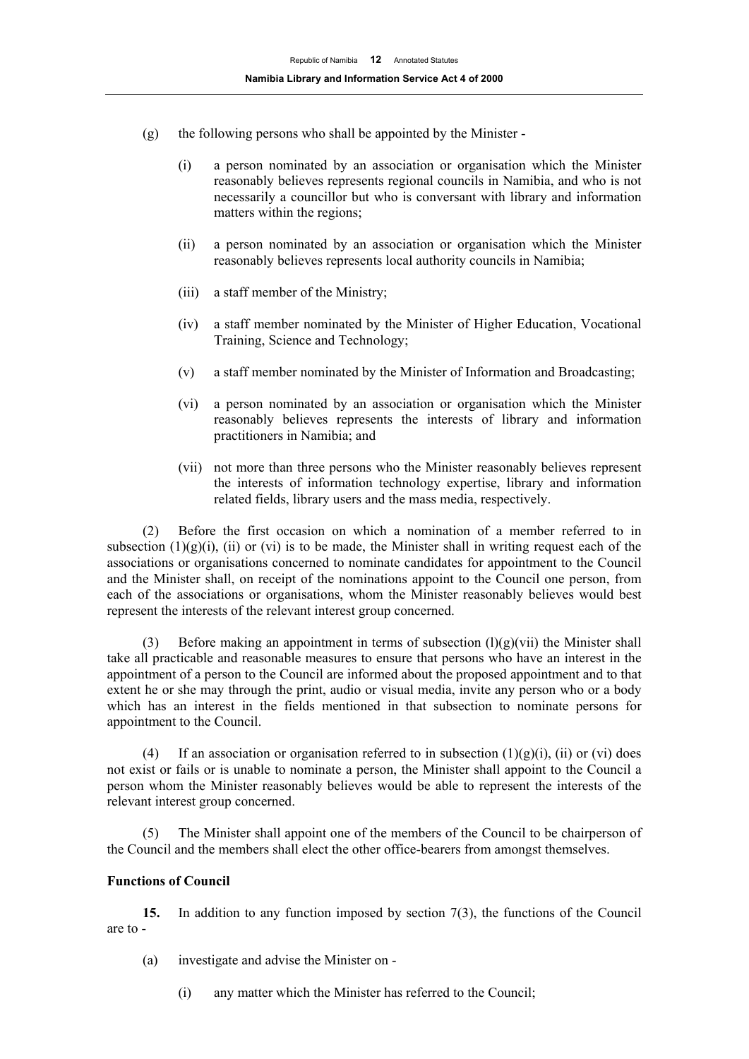(g) the following persons who shall be appointed by the Minister -

(i) a person nominated by an association or organisation which the Minister reasonably believes represents regional councils in Namibia, and who is not necessarily a councillor but who is conversant with library and information matters within the regions;

(ii) a person nominated by an association or organisation which the Minister reasonably believes represents local authority councils in Namibia;

(iii) a staff member of the Ministry;

(iv) a staff member nominated by the Minister of Higher Education, Vocational Training, Science and Technology;

(v) a staff member nominated by the Minister of Information and Broadcasting;

(vi) a person nominated by an association or organisation which the Minister reasonably believes represents the interests of library and information practitioners in Namibia; and

(vii) not more than three persons who the Minister reasonably believes represent the interests of information technology expertise, library and information related fields, library users and the mass media, respectively.

(2) Before the first occasion on which a nomination of a member referred to in subsection (1)(g)(i), (ii) or (vi) is to be made, the Minister shall in writing request each of the associations or organisations concerned to nominate candidates for appointment to the Council and the Minister shall, on receipt of the nominations appoint to the Council one person, from each of the associations or organisations, whom the Minister reasonably believes would best represent the interests of the relevant interest group concerned.

(3) Before making an appointment in terms of subsection (l)(g)(vii) the Minister shall take all practicable and reasonable measures to ensure that persons who have an interest in the appointment of a person to the Council are informed about the proposed appointment and to that extent he or she may through the print, audio or visual media, invite any person who or a body which has an interest in the fields mentioned in that subsection to nominate persons for appointment to the Council.

(4) If an association or organisation referred to in subsection (1)(g)(i), (ii) or (vi) does not exist or fails or is unable to nominate a person, the Minister shall appoint to the Council a person whom the Minister reasonably believes would be able to represent the interests of the relevant interest group concerned.

(5) The Minister shall appoint one of the members of the Council to be chairperson of the Council and the members shall elect the other office-bearers from amongst themselves.

**Functions of Council**

**15.** In addition to any function imposed by section 7(3), the functions of the Council are to -

(a) investigate and advise the Minister on -

(i) any matter which the Minister has referred to the Council;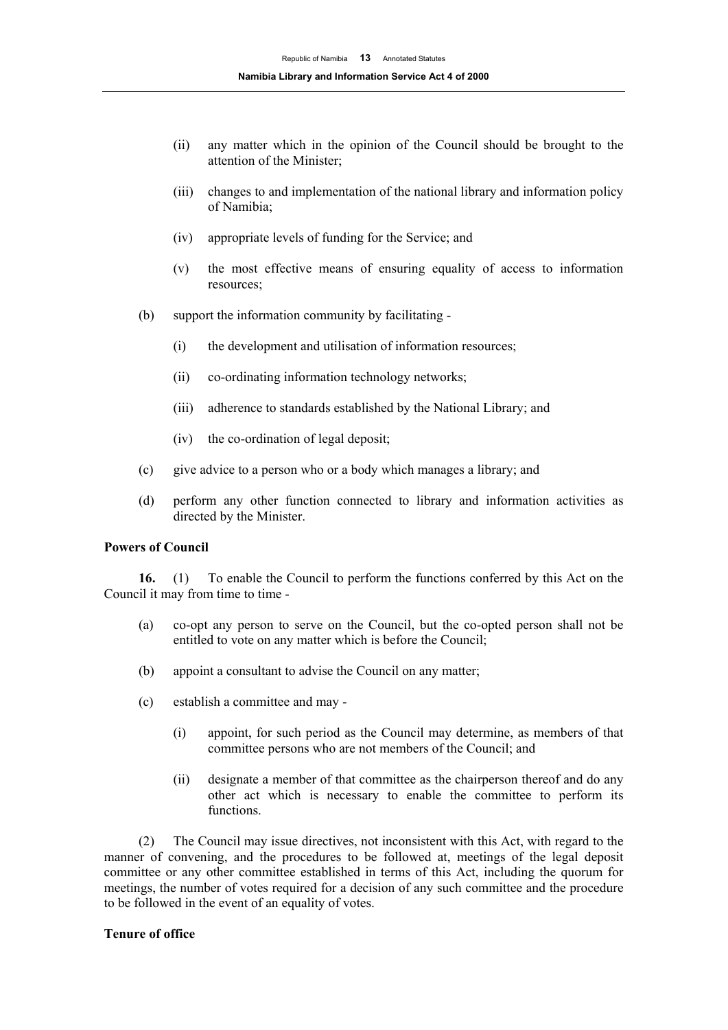(ii) any matter which in the opinion of the Council should be brought to the attention of the Minister;

(iii) changes to and implementation of the national library and information policy of Namibia;

(iv) appropriate levels of funding for the Service; and

(v) the most effective means of ensuring equality of access to information resources;

(b) support the information community by facilitating -

(i) the development and utilisation of information resources;

(ii) co-ordinating information technology networks;

(iii) adherence to standards established by the National Library; and

(iv) the co-ordination of legal deposit;

(c) give advice to a person who or a body which manages a library; and

(d) perform any other function connected to library and information activities as directed by the Minister.

**Powers of Council**

**16.** (1) To enable the Council to perform the functions conferred by this Act on the Council it may from time to time -

(a) co-opt any person to serve on the Council, but the co-opted person shall not be entitled to vote on any matter which is before the Council;

(b) appoint a consultant to advise the Council on any matter;

(c) establish a committee and may -

(i) appoint, for such period as the Council may determine, as members of that committee persons who are not members of the Council; and

(ii) designate a member of that committee as the chairperson thereof and do any other act which is necessary to enable the committee to perform its functions.

(2) The Council may issue directives, not inconsistent with this Act, with regard to the manner of convening, and the procedures to be followed at, meetings of the legal deposit committee or any other committee established in terms of this Act, including the quorum for meetings, the number of votes required for a decision of any such committee and the procedure to be followed in the event of an equality of votes.

**Tenure of office**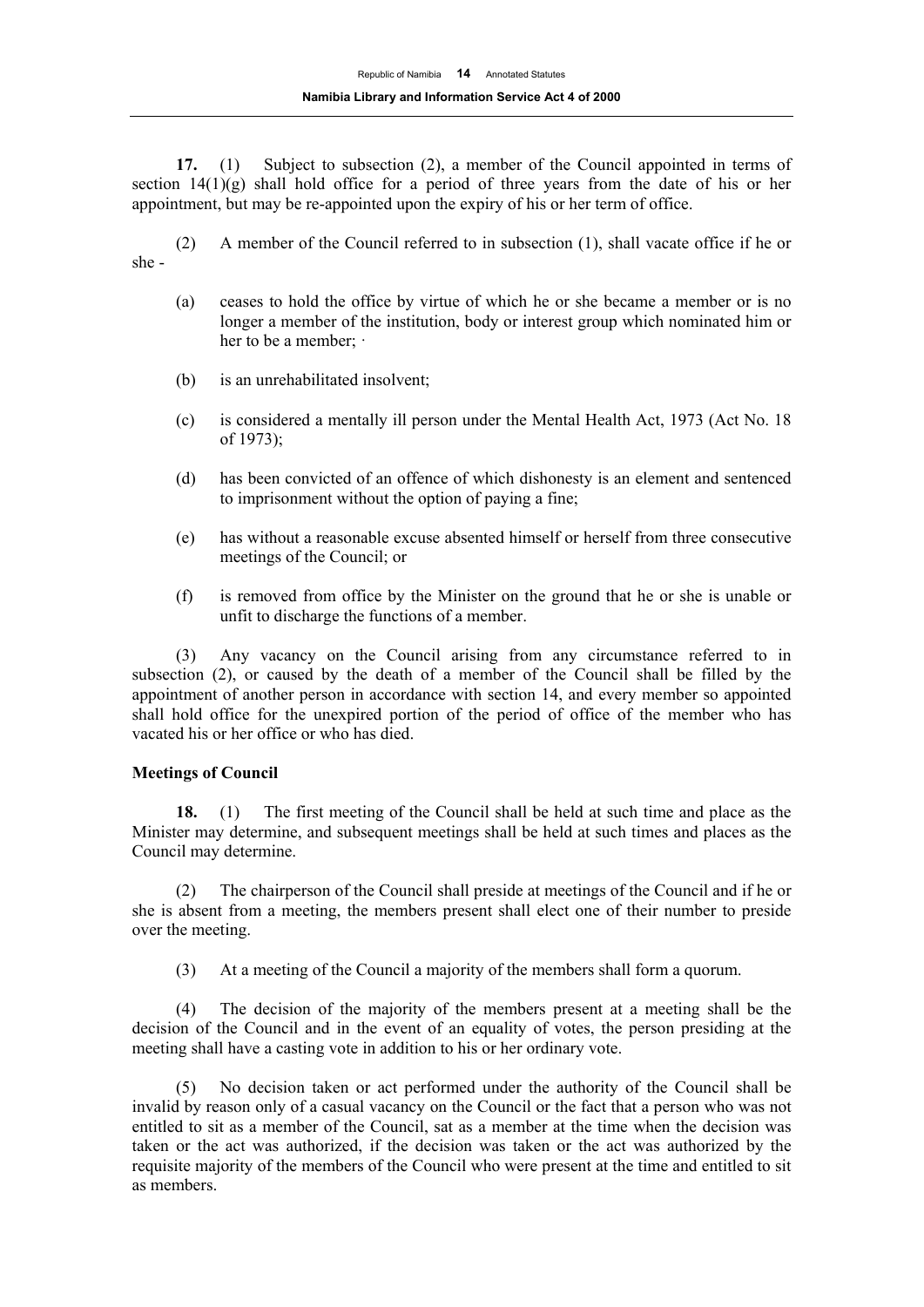**17.** (1) Subject to subsection (2), a member of the Council appointed in terms of section 14(1)(g) shall hold office for a period of three years from the date of his or her appointment, but may be re-appointed upon the expiry of his or her term of office.

(2) A member of the Council referred to in subsection (1), shall vacate office if he or she -

(a) ceases to hold the office by virtue of which he or she became a member or is no longer a member of the institution, body or interest group which nominated him or her to be a member; ·

(b) is an unrehabilitated insolvent;

(c) is considered a mentally ill person under the Mental Health Act, 1973 (Act No. 18 of 1973);

(d) has been convicted of an offence of which dishonesty is an element and sentenced to imprisonment without the option of paying a fine;

(e) has without a reasonable excuse absented himself or herself from three consecutive meetings of the Council; or

(f) is removed from office by the Minister on the ground that he or she is unable or unfit to discharge the functions of a member.

(3) Any vacancy on the Council arising from any circumstance referred to in subsection (2), or caused by the death of a member of the Council shall be filled by the appointment of another person in accordance with section 14, and every member so appointed shall hold office for the unexpired portion of the period of office of the member who has vacated his or her office or who has died.

**Meetings of Council**

**18.** (1) The first meeting of the Council shall be held at such time and place as the Minister may determine, and subsequent meetings shall be held at such times and places as the Council may determine.

(2) The chairperson of the Council shall preside at meetings of the Council and if he or she is absent from a meeting, the members present shall elect one of their number to preside over the meeting.

(3) At a meeting of the Council a majority of the members shall form a quorum.

(4) The decision of the majority of the members present at a meeting shall be the decision of the Council and in the event of an equality of votes, the person presiding at the meeting shall have a casting vote in addition to his or her ordinary vote.

(5) No decision taken or act performed under the authority of the Council shall be invalid by reason only of a casual vacancy on the Council or the fact that a person who was not entitled to sit as a member of the Council, sat as a member at the time when the decision was taken or the act was authorized, if the decision was taken or the act was authorized by the requisite majority of the members of the Council who were present at the time and entitled to sit as members.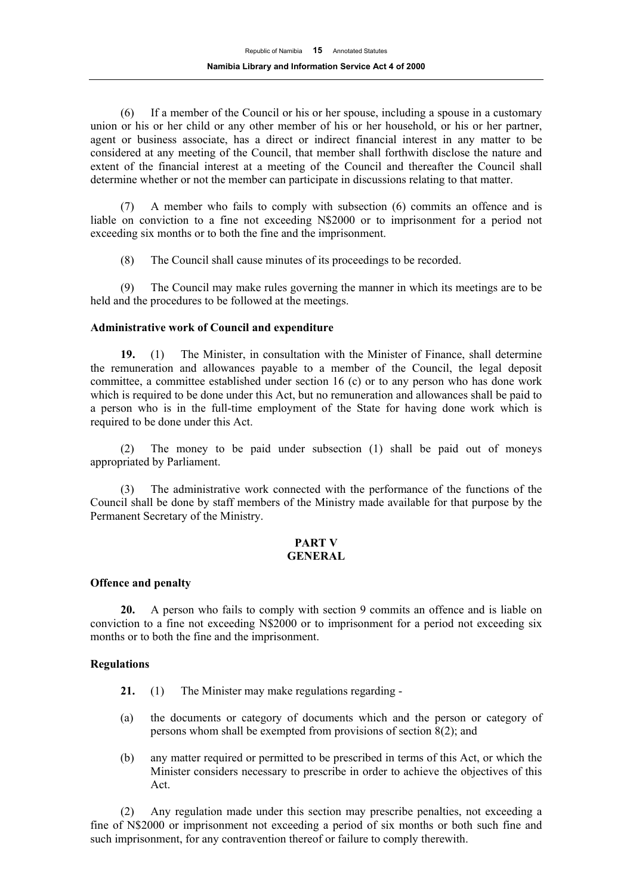(6) If a member of the Council or his or her spouse, including a spouse in a customary union or his or her child or any other member of his or her household, or his or her partner, agent or business associate, has a direct or indirect financial interest in any matter to be considered at any meeting of the Council, that member shall forthwith disclose the nature and extent of the financial interest at a meeting of the Council and thereafter the Council shall determine whether or not the member can participate in discussions relating to that matter.

(7) A member who fails to comply with subsection (6) commits an offence and is liable on conviction to a fine not exceeding N$2000 or to imprisonment for a period not exceeding six months or to both the fine and the imprisonment.

(8) The Council shall cause minutes of its proceedings to be recorded.

(9) The Council may make rules governing the manner in which its meetings are to be held and the procedures to be followed at the meetings.

**Administrative work of Council and expenditure**

**19.** (1) The Minister, in consultation with the Minister of Finance, shall determine the remuneration and allowances payable to a member of the Council, the legal deposit committee, a committee established under section 16 (c) or to any person who has done work which is required to be done under this Act, but no remuneration and allowances shall be paid to a person who is in the full-time employment of the State for having done work which is required to be done under this Act.

(2) The money to be paid under subsection (1) shall be paid out of moneys appropriated by Parliament.

(3) The administrative work connected with the performance of the functions of the Council shall be done by staff members of the Ministry made available for that purpose by the Permanent Secretary of the Ministry.

## PART V
## GENERAL

**Offence and penalty**

**20.** A person who fails to comply with section 9 commits an offence and is liable on conviction to a fine not exceeding N$2000 or to imprisonment for a period not exceeding six months or to both the fine and the imprisonment.

**Regulations**

**21.** (1) The Minister may make regulations regarding -

(a) the documents or category of documents which and the person or category of persons whom shall be exempted from provisions of section 8(2); and

(b) any matter required or permitted to be prescribed in terms of this Act, or which the Minister considers necessary to prescribe in order to achieve the objectives of this Act.

(2) Any regulation made under this section may prescribe penalties, not exceeding a fine of N$2000 or imprisonment not exceeding a period of six months or both such fine and such imprisonment, for any contravention thereof or failure to comply therewith.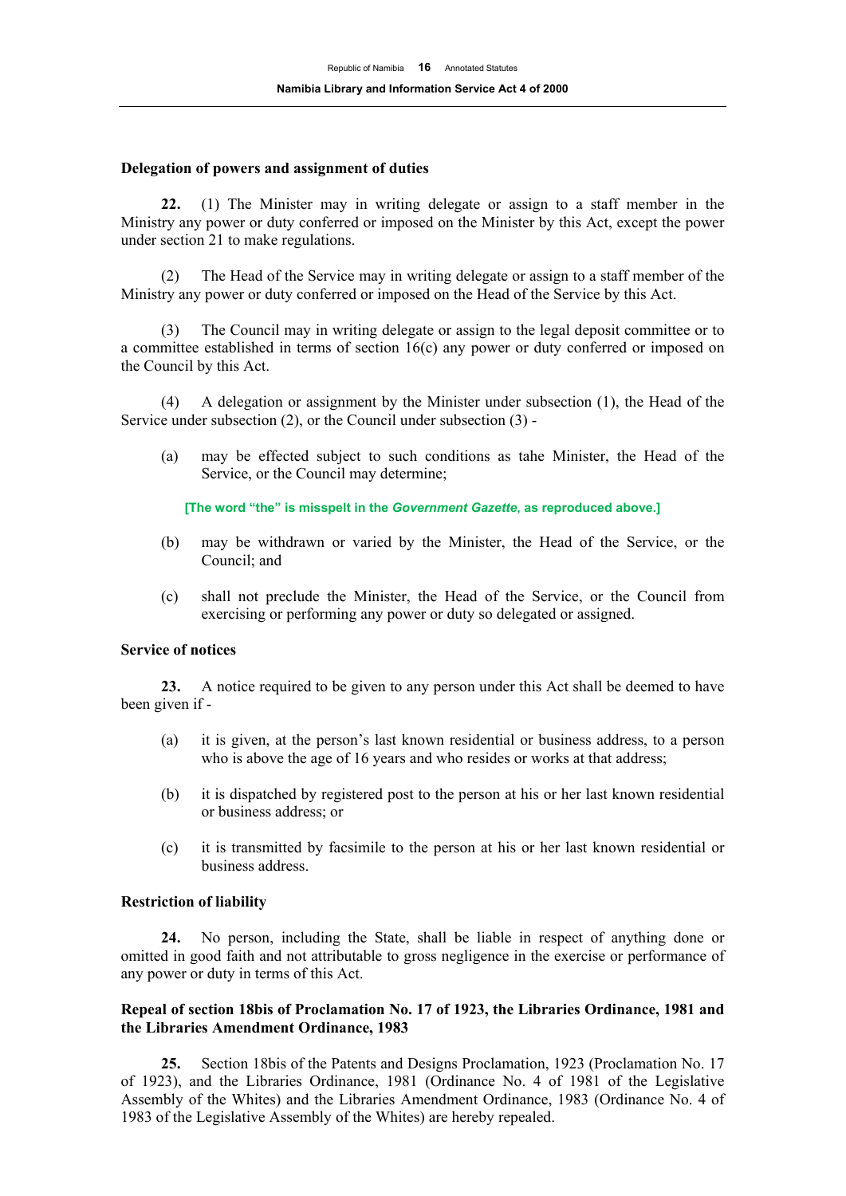**Delegation of powers and assignment of duties**

**22.** (1) The Minister may in writing delegate or assign to a staff member in the Ministry any power or duty conferred or imposed on the Minister by this Act, except the power under section 21 to make regulations.

(2) The Head of the Service may in writing delegate or assign to a staff member of the Ministry any power or duty conferred or imposed on the Head of the Service by this Act.

(3) The Council may in writing delegate or assign to the legal deposit committee or to a committee established in terms of section 16(c) any power or duty conferred or imposed on the Council by this Act.

(4) A delegation or assignment by the Minister under subsection (1), the Head of the Service under subsection (2), or the Council under subsection (3) -

(a) may be effected subject to such conditions as tahe Minister, the Head of the Service, or the Council may determine;

**[The word "the" is misspelt in the *Government Gazette*, as reproduced above.]**

(b) may be withdrawn or varied by the Minister, the Head of the Service, or the Council; and

(c) shall not preclude the Minister, the Head of the Service, or the Council from exercising or performing any power or duty so delegated or assigned.

**Service of notices**

**23.** A notice required to be given to any person under this Act shall be deemed to have been given if -

(a) it is given, at the person's last known residential or business address, to a person who is above the age of 16 years and who resides or works at that address;

(b) it is dispatched by registered post to the person at his or her last known residential or business address; or

(c) it is transmitted by facsimile to the person at his or her last known residential or business address.

**Restriction of liability**

**24.** No person, including the State, shall be liable in respect of anything done or omitted in good faith and not attributable to gross negligence in the exercise or performance of any power or duty in terms of this Act.

**Repeal of section 18bis of Proclamation No. 17 of 1923, the Libraries Ordinance, 1981 and the Libraries Amendment Ordinance, 1983**

**25.** Section 18bis of the Patents and Designs Proclamation, 1923 (Proclamation No. 17 of 1923), and the Libraries Ordinance, 1981 (Ordinance No. 4 of 1981 of the Legislative Assembly of the Whites) and the Libraries Amendment Ordinance, 1983 (Ordinance No. 4 of 1983 of the Legislative Assembly of the Whites) are hereby repealed.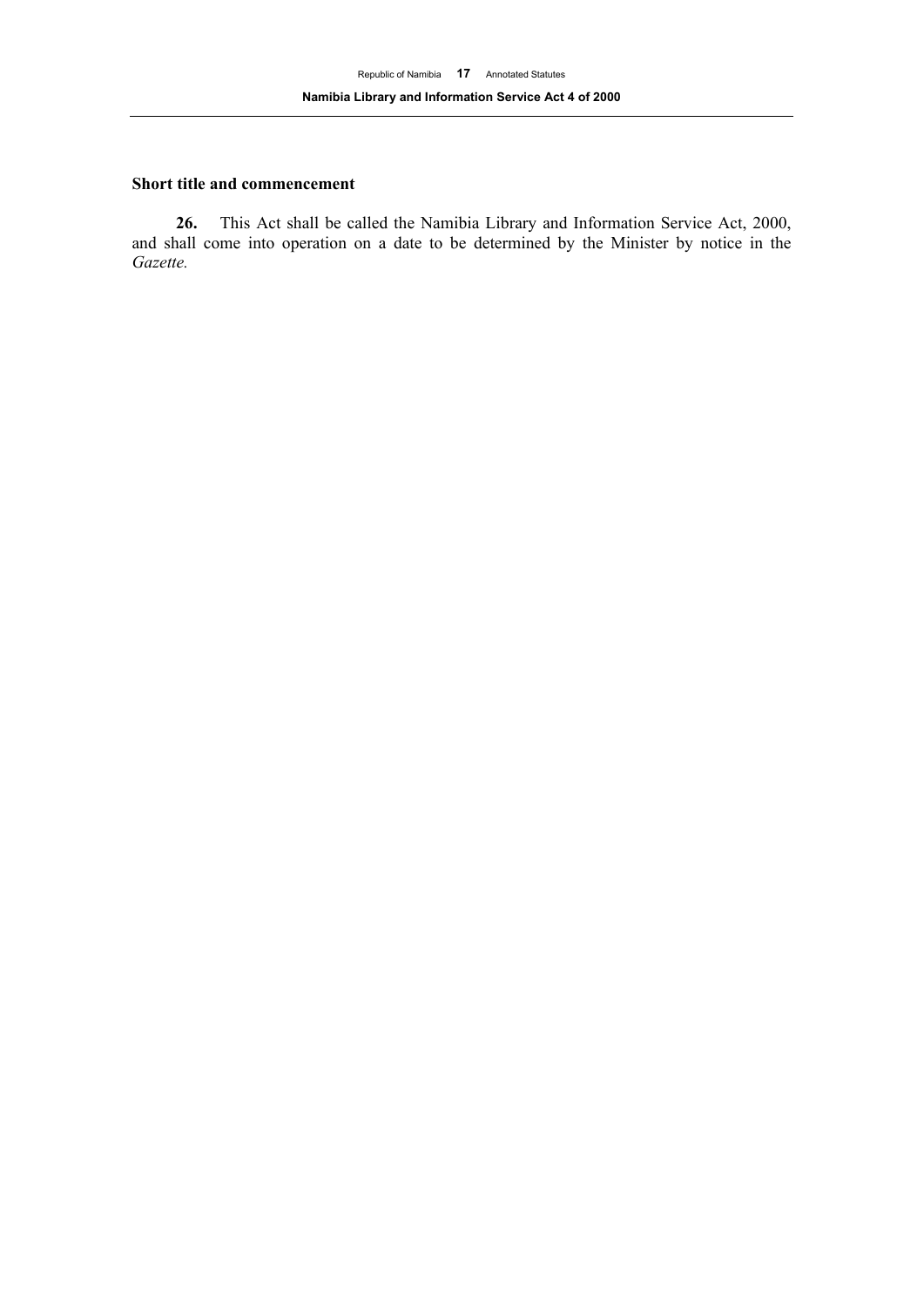### Short title and commencement

**26.** This Act shall be called the Namibia Library and Information Service Act, 2000, and shall come into operation on a date to be determined by the Minister by notice in the *Gazette.*